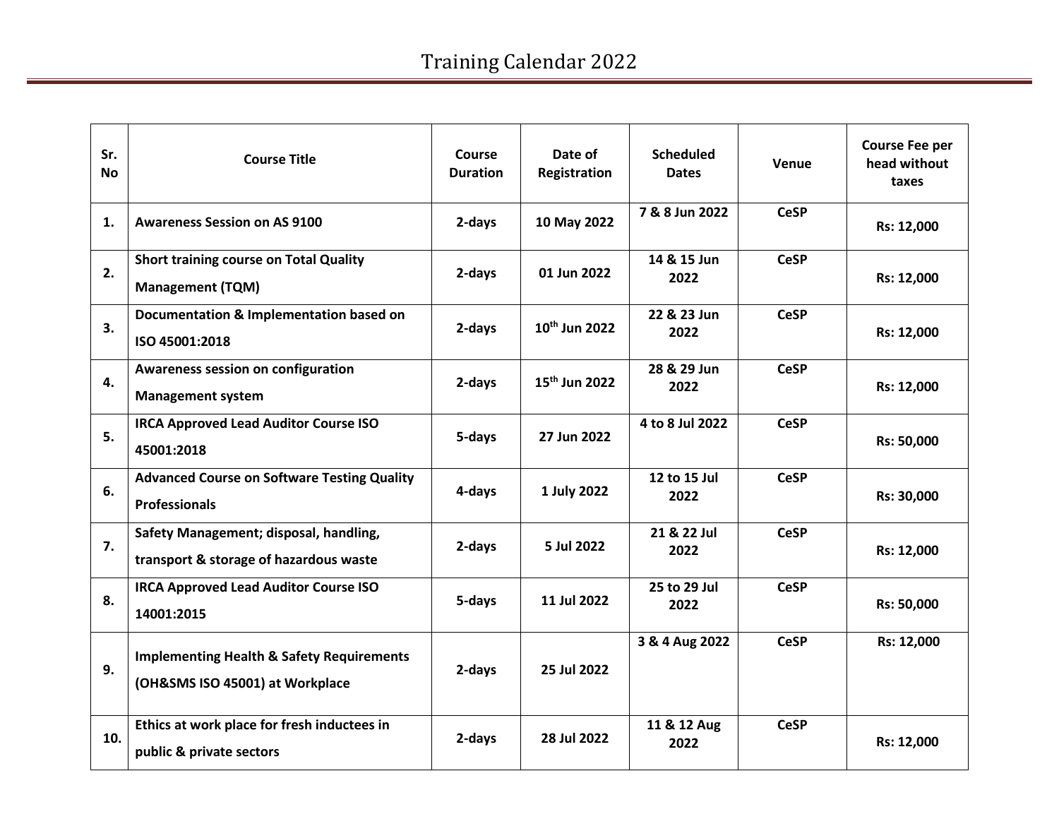# Training Calendar 2022

| Sr. No | Course Title | Course Duration | Date of Registration | Scheduled Dates | Venue | Course Fee per head without taxes |
|---|---|---|---|---|---|---|
| 1. | Awareness Session on AS 9100 | 2-days | 10 May 2022 | 7 & 8 Jun 2022 | CeSP | Rs: 12,000 |
| 2. | Short training course on Total Quality Management (TQM) | 2-days | 01 Jun 2022 | 14 & 15 Jun 2022 | CeSP | Rs: 12,000 |
| 3. | Documentation & Implementation based on ISO 45001:2018 | 2-days | 10th Jun 2022 | 22 & 23 Jun 2022 | CeSP | Rs: 12,000 |
| 4. | Awareness session on configuration Management system | 2-days | 15th Jun 2022 | 28 & 29 Jun 2022 | CeSP | Rs: 12,000 |
| 5. | IRCA Approved Lead Auditor Course ISO 45001:2018 | 5-days | 27 Jun 2022 | 4 to 8 Jul 2022 | CeSP | Rs: 50,000 |
| 6. | Advanced Course on Software Testing Quality Professionals | 4-days | 1 July 2022 | 12 to 15 Jul 2022 | CeSP | Rs: 30,000 |
| 7. | Safety Management; disposal, handling, transport & storage of hazardous waste | 2-days | 5 Jul 2022 | 21 & 22 Jul 2022 | CeSP | Rs: 12,000 |
| 8. | IRCA Approved Lead Auditor Course ISO 14001:2015 | 5-days | 11 Jul 2022 | 25 to 29 Jul 2022 | CeSP | Rs: 50,000 |
| 9. | Implementing Health & Safety Requirements (OH&SMS ISO 45001) at Workplace | 2-days | 25 Jul 2022 | 3 & 4 Aug 2022 | CeSP | Rs: 12,000 |
| 10. | Ethics at work place for fresh inductees in public & private sectors | 2-days | 28 Jul 2022 | 11 & 12 Aug 2022 | CeSP | Rs: 12,000 |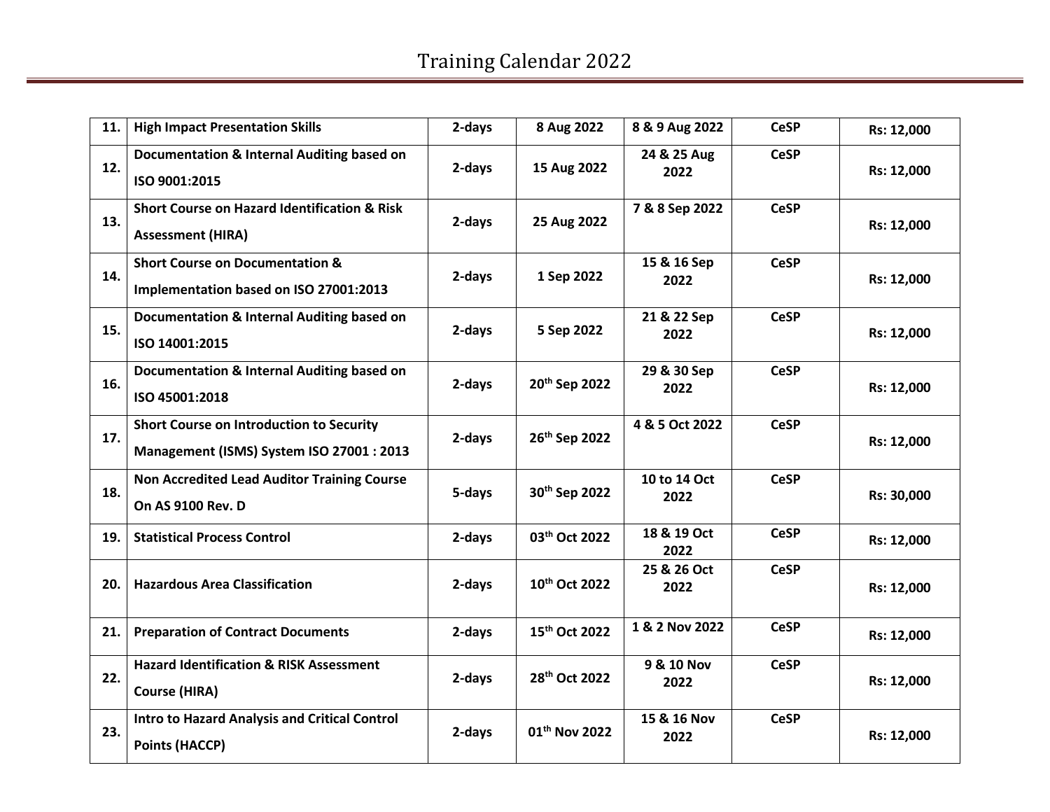# Training Calendar 2022

| 11. | High Impact Presentation Skills | 2-days | 8 Aug 2022 | 8 & 9 Aug 2022 | CeSP | Rs: 12,000 |
|---|---|---|---|---|---|---|
| 12. | Documentation & Internal Auditing based on ISO 9001:2015 | 2-days | 15 Aug 2022 | 24 & 25 Aug 2022 | CeSP | Rs: 12,000 |
| 13. | Short Course on Hazard Identification & Risk Assessment (HIRA) | 2-days | 25 Aug 2022 | 7 & 8 Sep 2022 | CeSP | Rs: 12,000 |
| 14. | Short Course on Documentation & Implementation based on ISO 27001:2013 | 2-days | 1 Sep 2022 | 15 & 16 Sep 2022 | CeSP | Rs: 12,000 |
| 15. | Documentation & Internal Auditing based on ISO 14001:2015 | 2-days | 5 Sep 2022 | 21 & 22 Sep 2022 | CeSP | Rs: 12,000 |
| 16. | Documentation & Internal Auditing based on ISO 45001:2018 | 2-days | 20th Sep 2022 | 29 & 30 Sep 2022 | CeSP | Rs: 12,000 |
| 17. | Short Course on Introduction to Security Management (ISMS) System ISO 27001 : 2013 | 2-days | 26th Sep 2022 | 4 & 5 Oct 2022 | CeSP | Rs: 12,000 |
| 18. | Non Accredited Lead Auditor Training Course On AS 9100 Rev. D | 5-days | 30th Sep 2022 | 10 to 14 Oct 2022 | CeSP | Rs: 30,000 |
| 19. | Statistical Process Control | 2-days | 03th Oct 2022 | 18 & 19 Oct 2022 | CeSP | Rs: 12,000 |
| 20. | Hazardous Area Classification | 2-days | 10th Oct 2022 | 25 & 26 Oct 2022 | CeSP | Rs: 12,000 |
| 21. | Preparation of Contract Documents | 2-days | 15th Oct 2022 | 1 & 2 Nov 2022 | CeSP | Rs: 12,000 |
| 22. | Hazard Identification & RISK Assessment Course (HIRA) | 2-days | 28th Oct 2022 | 9 & 10 Nov 2022 | CeSP | Rs: 12,000 |
| 23. | Intro to Hazard Analysis and Critical Control Points (HACCP) | 2-days | 01th Nov 2022 | 15 & 16 Nov 2022 | CeSP | Rs: 12,000 |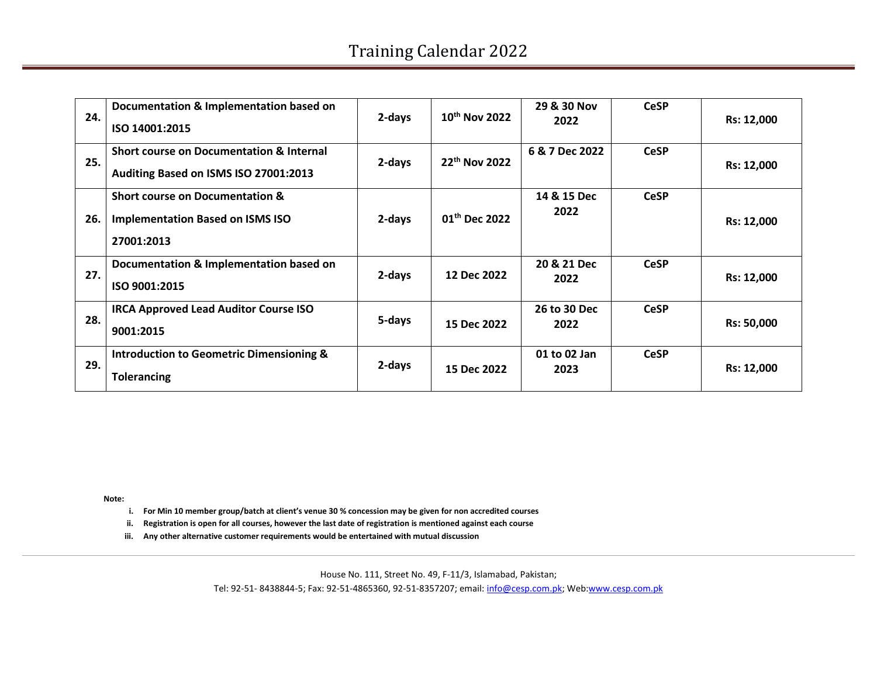# Training Calendar 2022

| | | | | | | |
|---|---|---|---|---|---|---|
| **24.** | **Documentation & Implementation based on ISO 14001:2015** | **2-days** | **10th Nov 2022** | **29 & 30 Nov 2022** | **CeSP** | **Rs: 12,000** |
| **25.** | **Short course on Documentation & Internal Auditing Based on ISMS ISO 27001:2013** | **2-days** | **22th Nov 2022** | **6 & 7 Dec 2022** | **CeSP** | **Rs: 12,000** |
| **26.** | **Short course on Documentation & Implementation Based on ISMS ISO 27001:2013** | **2-days** | **01th Dec 2022** | **14 & 15 Dec 2022** | **CeSP** | **Rs: 12,000** |
| **27.** | **Documentation & Implementation based on ISO 9001:2015** | **2-days** | **12 Dec 2022** | **20 & 21 Dec 2022** | **CeSP** | **Rs: 12,000** |
| **28.** | **IRCA Approved Lead Auditor Course ISO 9001:2015** | **5-days** | **15 Dec 2022** | **26 to 30 Dec 2022** | **CeSP** | **Rs: 50,000** |
| **29.** | **Introduction to Geometric Dimensioning & Tolerancing** | **2-days** | **15 Dec 2022** | **01 to 02 Jan 2023** | **CeSP** | **Rs: 12,000** |

**Note:**

i. **For Min 10 member group/batch at client's venue 30 % concession may be given for non accredited courses**

ii. **Registration is open for all courses, however the last date of registration is mentioned against each course**

iii. **Any other alternative customer requirements would be entertained with mutual discussion**

House No. 111, Street No. 49, F-11/3, Islamabad, Pakistan;
Tel: 92-51- 8438844-5; Fax: 92-51-4865360, 92-51-8357207; email: info@cesp.com.pk; Web:www.cesp.com.pk